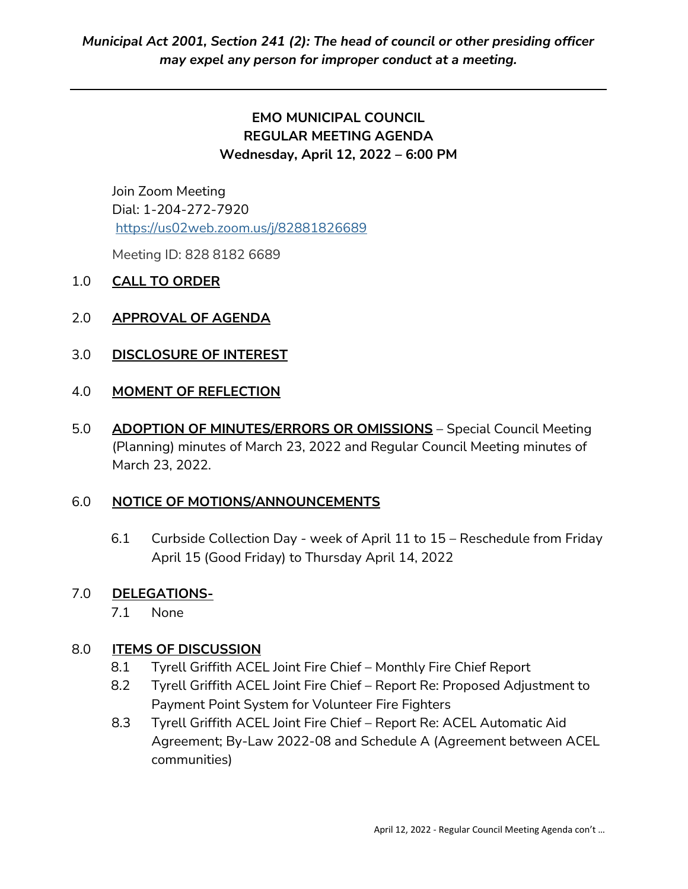***Municipal Act 2001, Section 241 (2): The head of council or other presiding officer may expel any person for improper conduct at a meeting.***

---

# EMO MUNICIPAL COUNCIL
## REGULAR MEETING AGENDA
**Wednesday, April 12, 2022 – 6:00 PM**

Join Zoom Meeting
Dial: 1-204-272-7920
https://us02web.zoom.us/j/82881826689

Meeting ID: 828 8182 6689

1.0 **CALL TO ORDER**

2.0 **APPROVAL OF AGENDA**

3.0 **DISCLOSURE OF INTEREST**

4.0 **MOMENT OF REFLECTION**

5.0 **ADOPTION OF MINUTES/ERRORS OR OMISSIONS** – Special Council Meeting (Planning) minutes of March 23, 2022 and Regular Council Meeting minutes of March 23, 2022.

6.0 **NOTICE OF MOTIONS/ANNOUNCEMENTS**

6.1 Curbside Collection Day - week of April 11 to 15 – Reschedule from Friday April 15 (Good Friday) to Thursday April 14, 2022

7.0 **DELEGATIONS-**

7.1 None

8.0 **ITEMS OF DISCUSSION**

8.1 Tyrell Griffith ACEL Joint Fire Chief – Monthly Fire Chief Report

8.2 Tyrell Griffith ACEL Joint Fire Chief – Report Re: Proposed Adjustment to Payment Point System for Volunteer Fire Fighters

8.3 Tyrell Griffith ACEL Joint Fire Chief – Report Re: ACEL Automatic Aid Agreement; By-Law 2022-08 and Schedule A (Agreement between ACEL communities)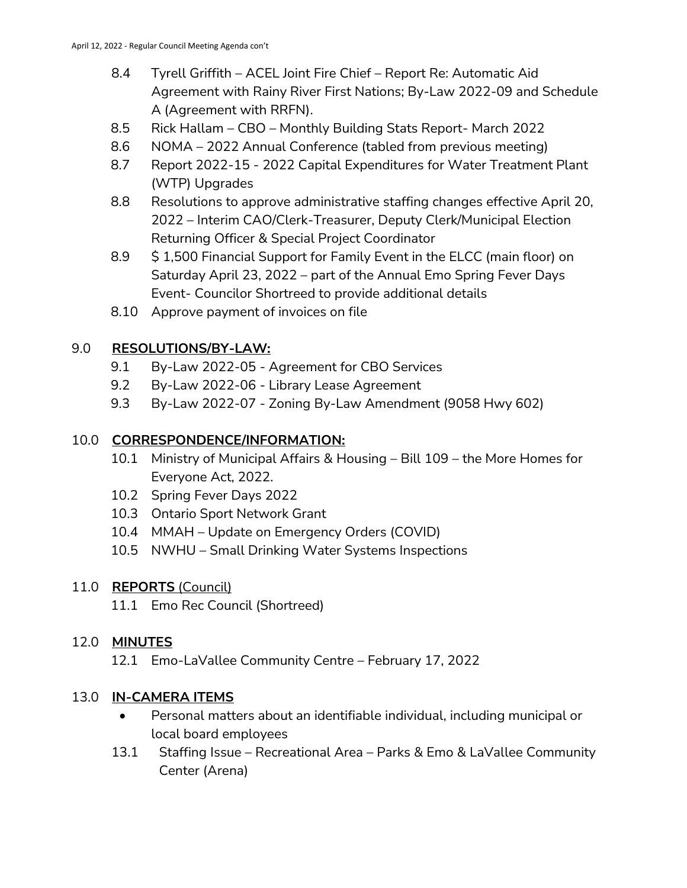8.4 Tyrell Griffith – ACEL Joint Fire Chief – Report Re: Automatic Aid Agreement with Rainy River First Nations; By-Law 2022-09 and Schedule A (Agreement with RRFN).

8.5 Rick Hallam – CBO – Monthly Building Stats Report- March 2022

8.6 NOMA – 2022 Annual Conference (tabled from previous meeting)

8.7 Report 2022-15 - 2022 Capital Expenditures for Water Treatment Plant (WTP) Upgrades

8.8 Resolutions to approve administrative staffing changes effective April 20, 2022 – Interim CAO/Clerk-Treasurer, Deputy Clerk/Municipal Election Returning Officer & Special Project Coordinator

8.9 $ 1,500 Financial Support for Family Event in the ELCC (main floor) on Saturday April 23, 2022 – part of the Annual Emo Spring Fever Days Event- Councilor Shortreed to provide additional details

8.10 Approve payment of invoices on file

## 9.0 **RESOLUTIONS/BY-LAW:**

9.1 By-Law 2022-05 - Agreement for CBO Services

9.2 By-Law 2022-06 - Library Lease Agreement

9.3 By-Law 2022-07 - Zoning By-Law Amendment (9058 Hwy 602)

## 10.0 **CORRESPONDENCE/INFORMATION:**

10.1 Ministry of Municipal Affairs & Housing – Bill 109 – the More Homes for Everyone Act, 2022.

10.2 Spring Fever Days 2022

10.3 Ontario Sport Network Grant

10.4 MMAH – Update on Emergency Orders (COVID)

10.5 NWHU – Small Drinking Water Systems Inspections

## 11.0 **REPORTS** (Council)

11.1 Emo Rec Council (Shortreed)

## 12.0 **MINUTES**

12.1 Emo-LaVallee Community Centre – February 17, 2022

## 13.0 **IN-CAMERA ITEMS**

- Personal matters about an identifiable individual, including municipal or local board employees

13.1 Staffing Issue – Recreational Area – Parks & Emo & LaVallee Community Center (Arena)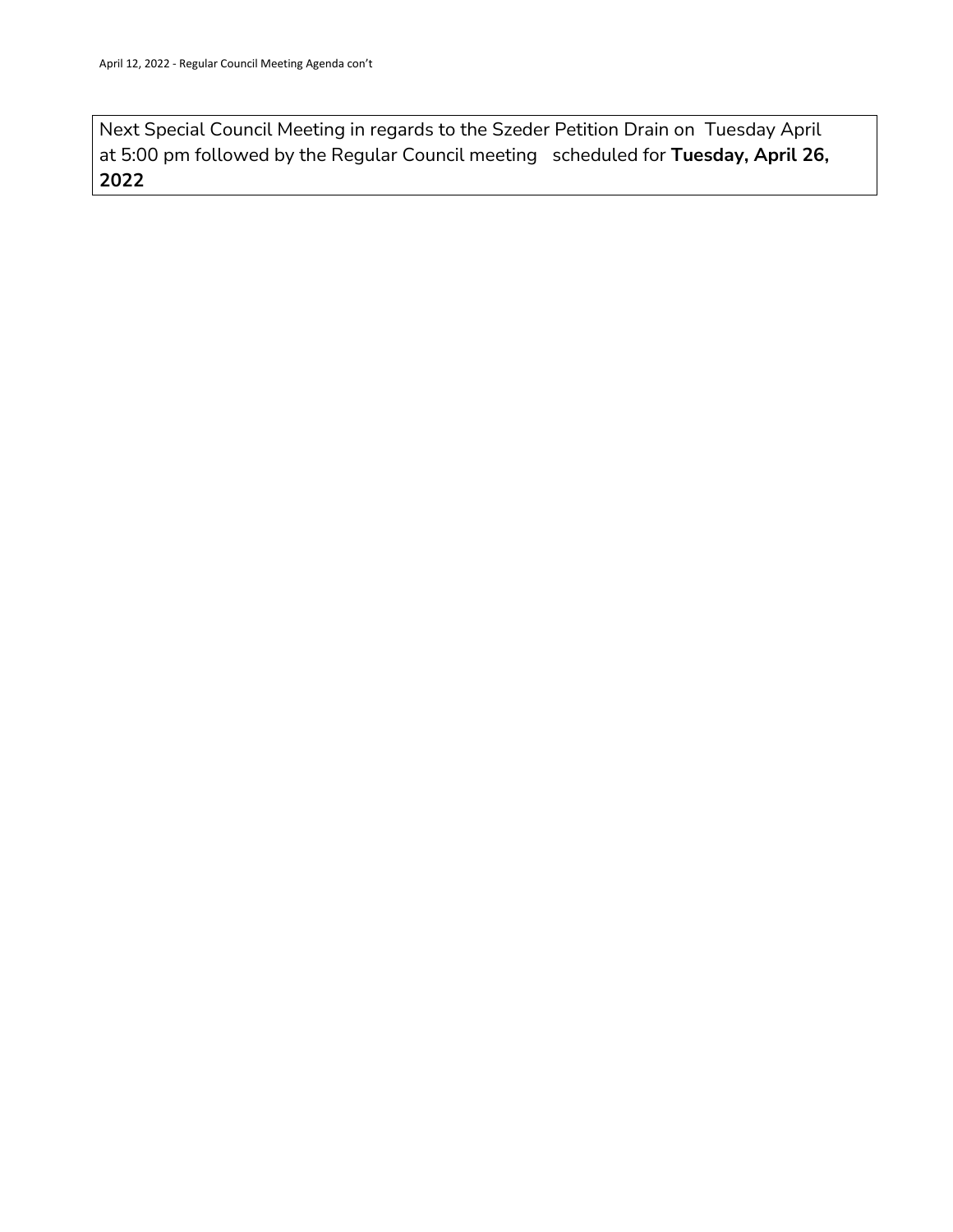Next Special Council Meeting in regards to the Szeder Petition Drain on Tuesday April at 5:00 pm followed by the Regular Council meeting scheduled for **Tuesday, April 26, 2022**